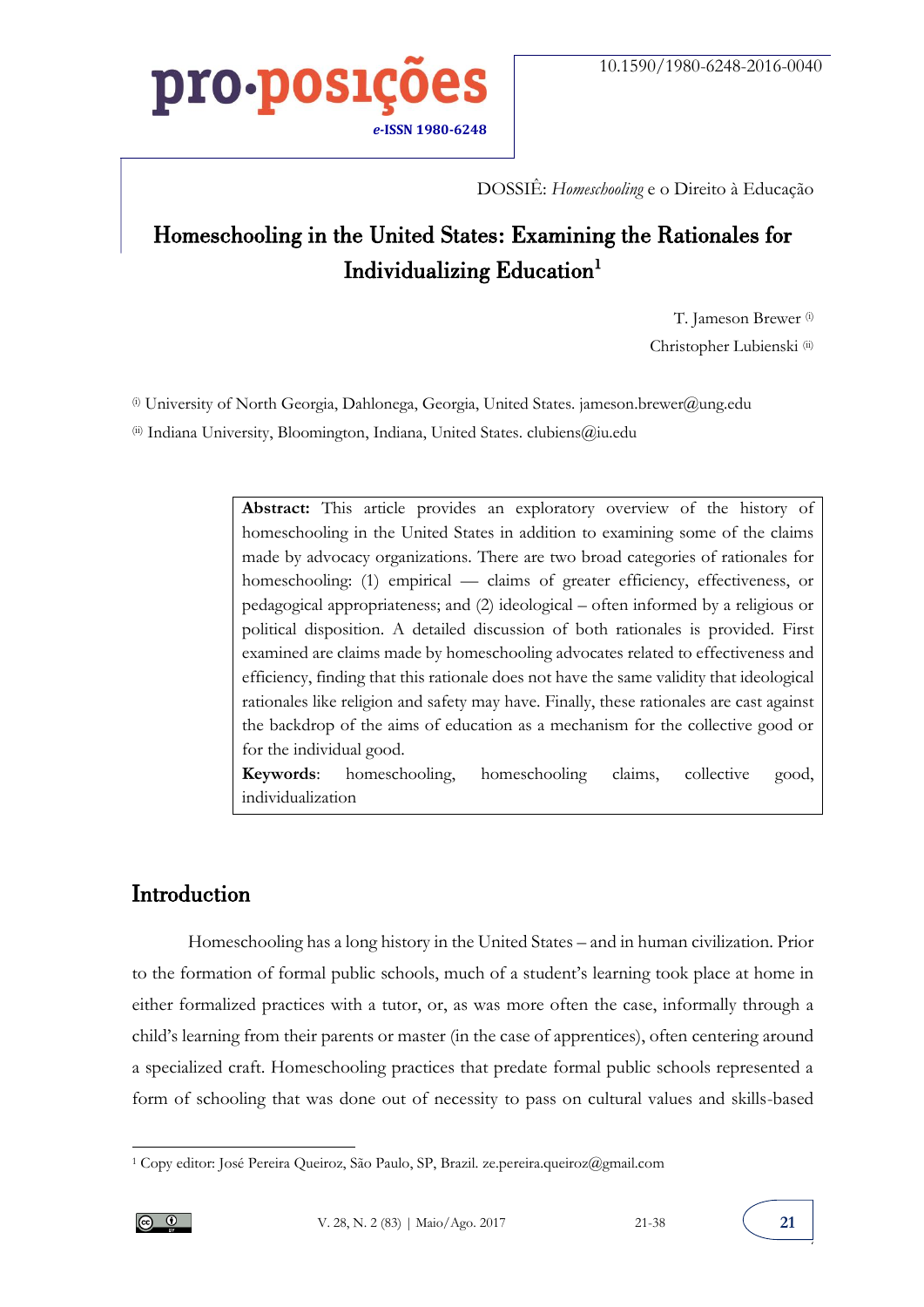DOSSIÊ: *Homeschooling* e o Direito à Educação

# Homeschooling in the United States: Examining the Rationales for Individualizing Education[1]

T. Jameson Brewer [i]

Christopher Lubienski [ii]

[i] University of North Georgia, Dahlonega, Georgia, United States. jameson.brewer@ung.edu

[ii] Indiana University, Bloomington, Indiana, United States. clubiens@iu.edu

**Abstract:** This article provides an exploratory overview of the history of homeschooling in the United States in addition to examining some of the claims made by advocacy organizations. There are two broad categories of rationales for homeschooling: (1) empirical — claims of greater efficiency, effectiveness, or pedagogical appropriateness; and (2) ideological – often informed by a religious or political disposition. A detailed discussion of both rationales is provided. First examined are claims made by homeschooling advocates related to effectiveness and efficiency, finding that this rationale does not have the same validity that ideological rationales like religion and safety may have. Finally, these rationales are cast against the backdrop of the aims of education as a mechanism for the collective good or for the individual good.

**Keywords**: homeschooling, homeschooling claims, collective good, individualization

## Introduction

Homeschooling has a long history in the United States – and in human civilization. Prior to the formation of formal public schools, much of a student's learning took place at home in either formalized practices with a tutor, or, as was more often the case, informally through a child's learning from their parents or master (in the case of apprentices), often centering around a specialized craft. Homeschooling practices that predate formal public schools represented a form of schooling that was done out of necessity to pass on cultural values and skills-based

[1] Copy editor: José Pereira Queiroz, São Paulo, SP, Brazil. ze.pereira.queiroz@gmail.com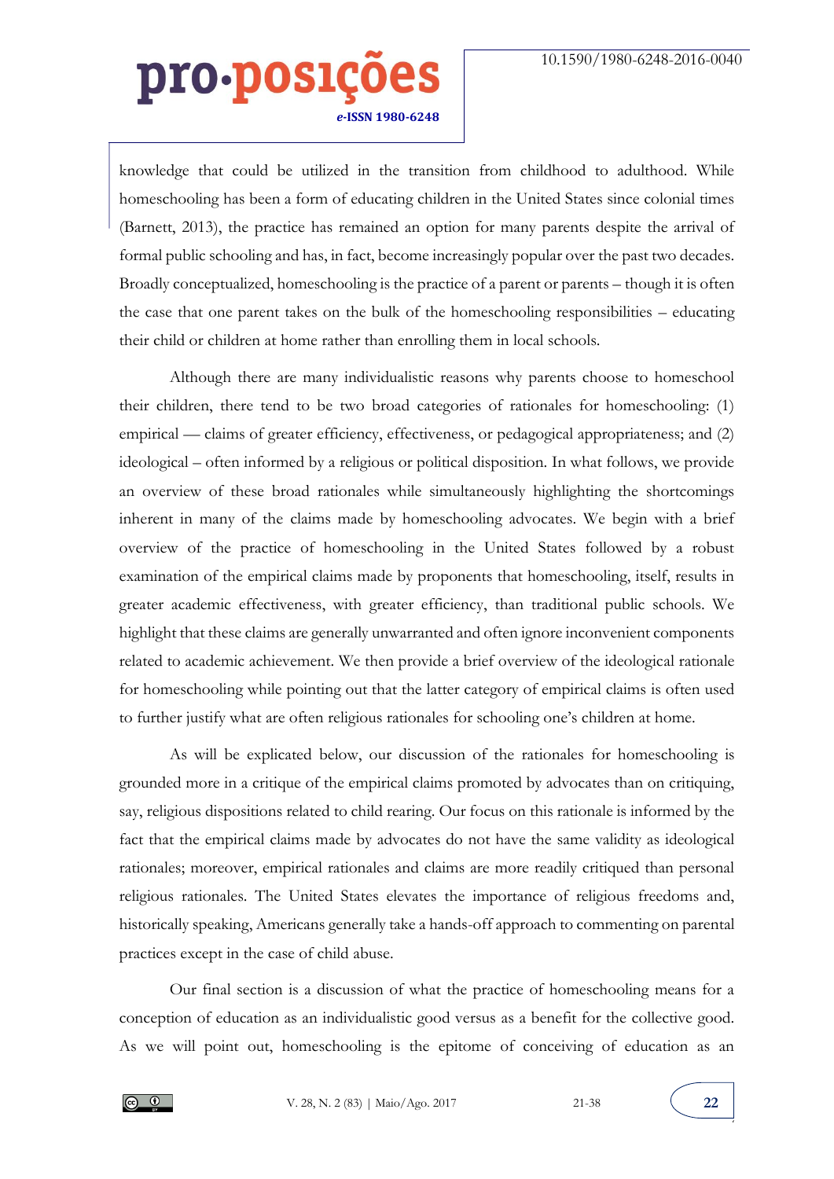knowledge that could be utilized in the transition from childhood to adulthood. While homeschooling has been a form of educating children in the United States since colonial times (Barnett, 2013), the practice has remained an option for many parents despite the arrival of formal public schooling and has, in fact, become increasingly popular over the past two decades. Broadly conceptualized, homeschooling is the practice of a parent or parents – though it is often the case that one parent takes on the bulk of the homeschooling responsibilities – educating their child or children at home rather than enrolling them in local schools.

Although there are many individualistic reasons why parents choose to homeschool their children, there tend to be two broad categories of rationales for homeschooling: (1) empirical — claims of greater efficiency, effectiveness, or pedagogical appropriateness; and (2) ideological – often informed by a religious or political disposition. In what follows, we provide an overview of these broad rationales while simultaneously highlighting the shortcomings inherent in many of the claims made by homeschooling advocates. We begin with a brief overview of the practice of homeschooling in the United States followed by a robust examination of the empirical claims made by proponents that homeschooling, itself, results in greater academic effectiveness, with greater efficiency, than traditional public schools. We highlight that these claims are generally unwarranted and often ignore inconvenient components related to academic achievement. We then provide a brief overview of the ideological rationale for homeschooling while pointing out that the latter category of empirical claims is often used to further justify what are often religious rationales for schooling one's children at home.

As will be explicated below, our discussion of the rationales for homeschooling is grounded more in a critique of the empirical claims promoted by advocates than on critiquing, say, religious dispositions related to child rearing. Our focus on this rationale is informed by the fact that the empirical claims made by advocates do not have the same validity as ideological rationales; moreover, empirical rationales and claims are more readily critiqued than personal religious rationales. The United States elevates the importance of religious freedoms and, historically speaking, Americans generally take a hands-off approach to commenting on parental practices except in the case of child abuse.

Our final section is a discussion of what the practice of homeschooling means for a conception of education as an individualistic good versus as a benefit for the collective good. As we will point out, homeschooling is the epitome of conceiving of education as an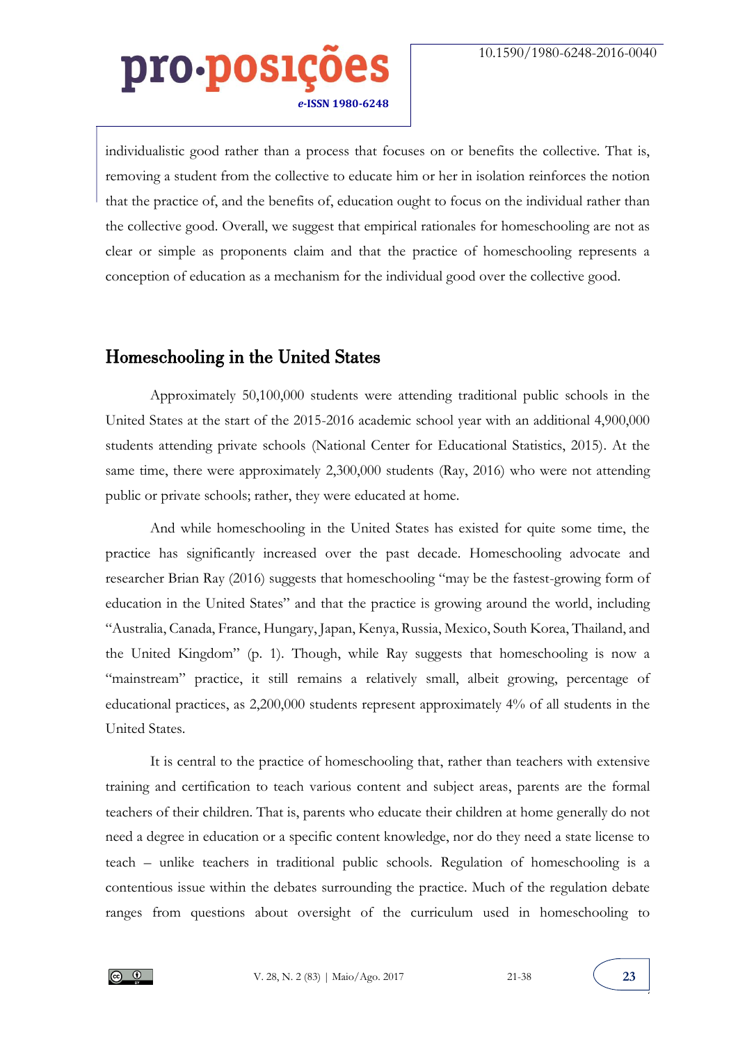individualistic good rather than a process that focuses on or benefits the collective. That is, removing a student from the collective to educate him or her in isolation reinforces the notion that the practice of, and the benefits of, education ought to focus on the individual rather than the collective good. Overall, we suggest that empirical rationales for homeschooling are not as clear or simple as proponents claim and that the practice of homeschooling represents a conception of education as a mechanism for the individual good over the collective good.

## Homeschooling in the United States

Approximately 50,100,000 students were attending traditional public schools in the United States at the start of the 2015-2016 academic school year with an additional 4,900,000 students attending private schools (National Center for Educational Statistics, 2015). At the same time, there were approximately 2,300,000 students (Ray, 2016) who were not attending public or private schools; rather, they were educated at home.

And while homeschooling in the United States has existed for quite some time, the practice has significantly increased over the past decade. Homeschooling advocate and researcher Brian Ray (2016) suggests that homeschooling "may be the fastest-growing form of education in the United States" and that the practice is growing around the world, including "Australia, Canada, France, Hungary, Japan, Kenya, Russia, Mexico, South Korea, Thailand, and the United Kingdom" (p. 1). Though, while Ray suggests that homeschooling is now a "mainstream" practice, it still remains a relatively small, albeit growing, percentage of educational practices, as 2,200,000 students represent approximately 4% of all students in the United States.

It is central to the practice of homeschooling that, rather than teachers with extensive training and certification to teach various content and subject areas, parents are the formal teachers of their children. That is, parents who educate their children at home generally do not need a degree in education or a specific content knowledge, nor do they need a state license to teach – unlike teachers in traditional public schools. Regulation of homeschooling is a contentious issue within the debates surrounding the practice. Much of the regulation debate ranges from questions about oversight of the curriculum used in homeschooling to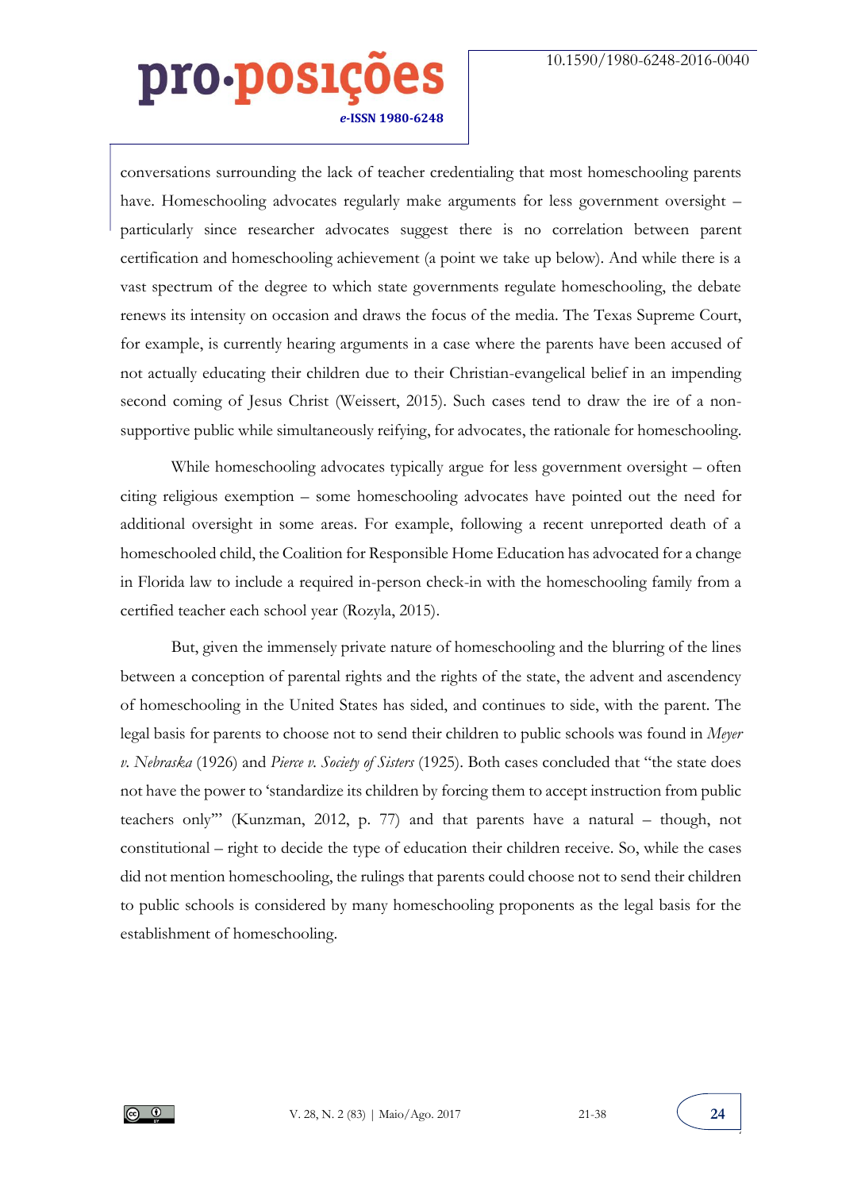conversations surrounding the lack of teacher credentialing that most homeschooling parents have. Homeschooling advocates regularly make arguments for less government oversight – particularly since researcher advocates suggest there is no correlation between parent certification and homeschooling achievement (a point we take up below). And while there is a vast spectrum of the degree to which state governments regulate homeschooling, the debate renews its intensity on occasion and draws the focus of the media. The Texas Supreme Court, for example, is currently hearing arguments in a case where the parents have been accused of not actually educating their children due to their Christian-evangelical belief in an impending second coming of Jesus Christ (Weissert, 2015). Such cases tend to draw the ire of a non-supportive public while simultaneously reifying, for advocates, the rationale for homeschooling.

While homeschooling advocates typically argue for less government oversight – often citing religious exemption – some homeschooling advocates have pointed out the need for additional oversight in some areas. For example, following a recent unreported death of a homeschooled child, the Coalition for Responsible Home Education has advocated for a change in Florida law to include a required in-person check-in with the homeschooling family from a certified teacher each school year (Rozyla, 2015).

But, given the immensely private nature of homeschooling and the blurring of the lines between a conception of parental rights and the rights of the state, the advent and ascendency of homeschooling in the United States has sided, and continues to side, with the parent. The legal basis for parents to choose not to send their children to public schools was found in *Meyer v. Nebraska* (1926) and *Pierce v. Society of Sisters* (1925). Both cases concluded that "the state does not have the power to 'standardize its children by forcing them to accept instruction from public teachers only'" (Kunzman, 2012, p. 77) and that parents have a natural – though, not constitutional – right to decide the type of education their children receive. So, while the cases did not mention homeschooling, the rulings that parents could choose not to send their children to public schools is considered by many homeschooling proponents as the legal basis for the establishment of homeschooling.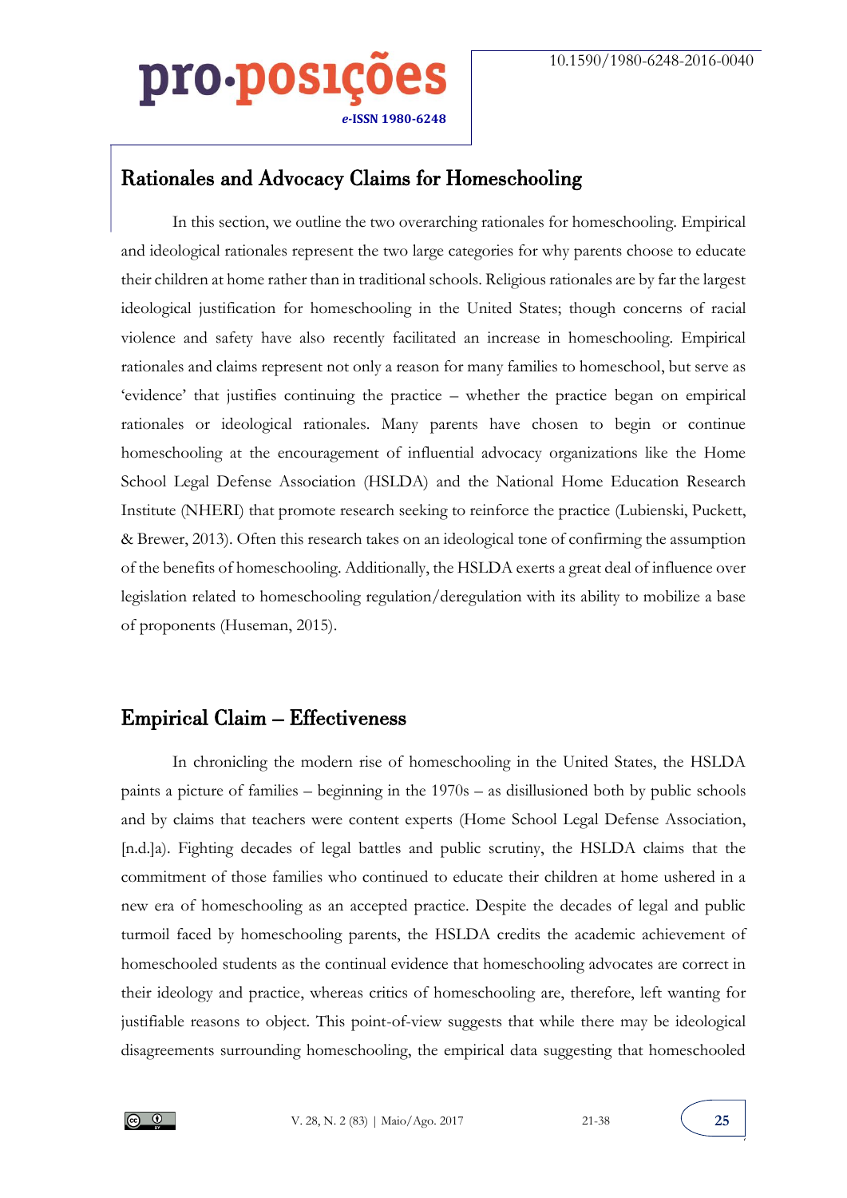## Rationales and Advocacy Claims for Homeschooling

In this section, we outline the two overarching rationales for homeschooling. Empirical and ideological rationales represent the two large categories for why parents choose to educate their children at home rather than in traditional schools. Religious rationales are by far the largest ideological justification for homeschooling in the United States; though concerns of racial violence and safety have also recently facilitated an increase in homeschooling. Empirical rationales and claims represent not only a reason for many families to homeschool, but serve as 'evidence' that justifies continuing the practice – whether the practice began on empirical rationales or ideological rationales. Many parents have chosen to begin or continue homeschooling at the encouragement of influential advocacy organizations like the Home School Legal Defense Association (HSLDA) and the National Home Education Research Institute (NHERI) that promote research seeking to reinforce the practice (Lubienski, Puckett, & Brewer, 2013). Often this research takes on an ideological tone of confirming the assumption of the benefits of homeschooling. Additionally, the HSLDA exerts a great deal of influence over legislation related to homeschooling regulation/deregulation with its ability to mobilize a base of proponents (Huseman, 2015).

## Empirical Claim – Effectiveness

In chronicling the modern rise of homeschooling in the United States, the HSLDA paints a picture of families – beginning in the 1970s – as disillusioned both by public schools and by claims that teachers were content experts (Home School Legal Defense Association, [n.d.]a). Fighting decades of legal battles and public scrutiny, the HSLDA claims that the commitment of those families who continued to educate their children at home ushered in a new era of homeschooling as an accepted practice. Despite the decades of legal and public turmoil faced by homeschooling parents, the HSLDA credits the academic achievement of homeschooled students as the continual evidence that homeschooling advocates are correct in their ideology and practice, whereas critics of homeschooling are, therefore, left wanting for justifiable reasons to object. This point-of-view suggests that while there may be ideological disagreements surrounding homeschooling, the empirical data suggesting that homeschooled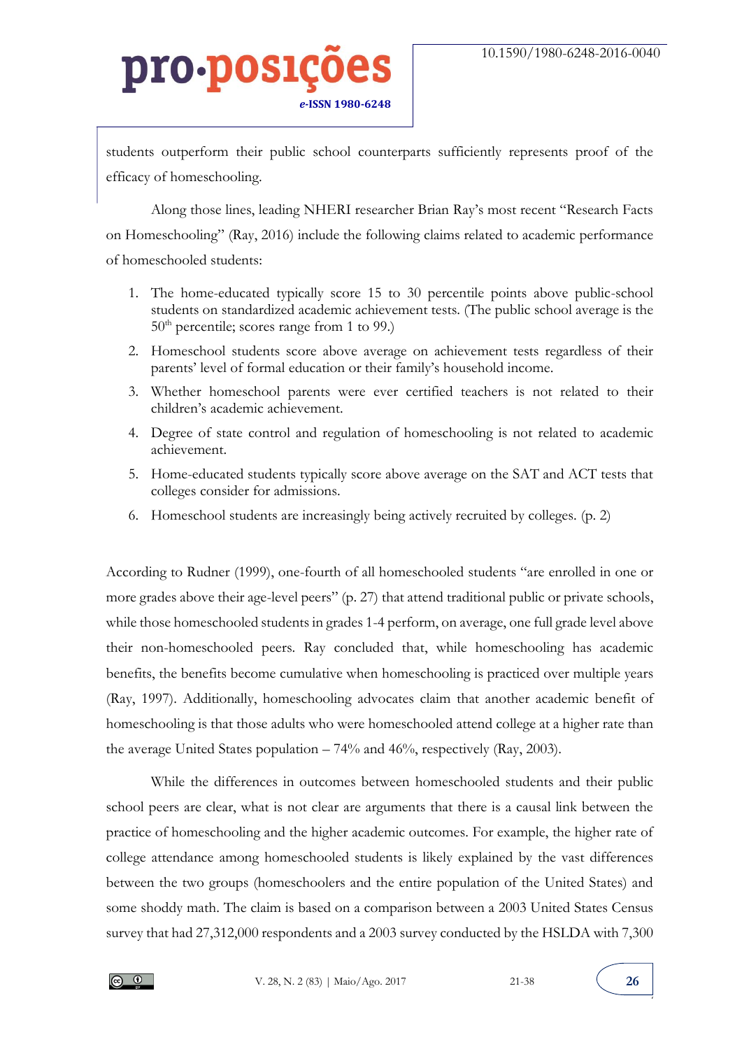students outperform their public school counterparts sufficiently represents proof of the efficacy of homeschooling.

Along those lines, leading NHERI researcher Brian Ray's most recent "Research Facts on Homeschooling" (Ray, 2016) include the following claims related to academic performance of homeschooled students:

> 1. The home-educated typically score 15 to 30 percentile points above public-school students on standardized academic achievement tests. (The public school average is the 50th percentile; scores range from 1 to 99.)
> 2. Homeschool students score above average on achievement tests regardless of their parents' level of formal education or their family's household income.
> 3. Whether homeschool parents were ever certified teachers is not related to their children's academic achievement.
> 4. Degree of state control and regulation of homeschooling is not related to academic achievement.
> 5. Home-educated students typically score above average on the SAT and ACT tests that colleges consider for admissions.
> 6. Homeschool students are increasingly being actively recruited by colleges. (p. 2)

According to Rudner (1999), one-fourth of all homeschooled students "are enrolled in one or more grades above their age-level peers" (p. 27) that attend traditional public or private schools, while those homeschooled students in grades 1-4 perform, on average, one full grade level above their non-homeschooled peers. Ray concluded that, while homeschooling has academic benefits, the benefits become cumulative when homeschooling is practiced over multiple years (Ray, 1997). Additionally, homeschooling advocates claim that another academic benefit of homeschooling is that those adults who were homeschooled attend college at a higher rate than the average United States population – 74% and 46%, respectively (Ray, 2003).

While the differences in outcomes between homeschooled students and their public school peers are clear, what is not clear are arguments that there is a causal link between the practice of homeschooling and the higher academic outcomes. For example, the higher rate of college attendance among homeschooled students is likely explained by the vast differences between the two groups (homeschoolers and the entire population of the United States) and some shoddy math. The claim is based on a comparison between a 2003 United States Census survey that had 27,312,000 respondents and a 2003 survey conducted by the HSLDA with 7,300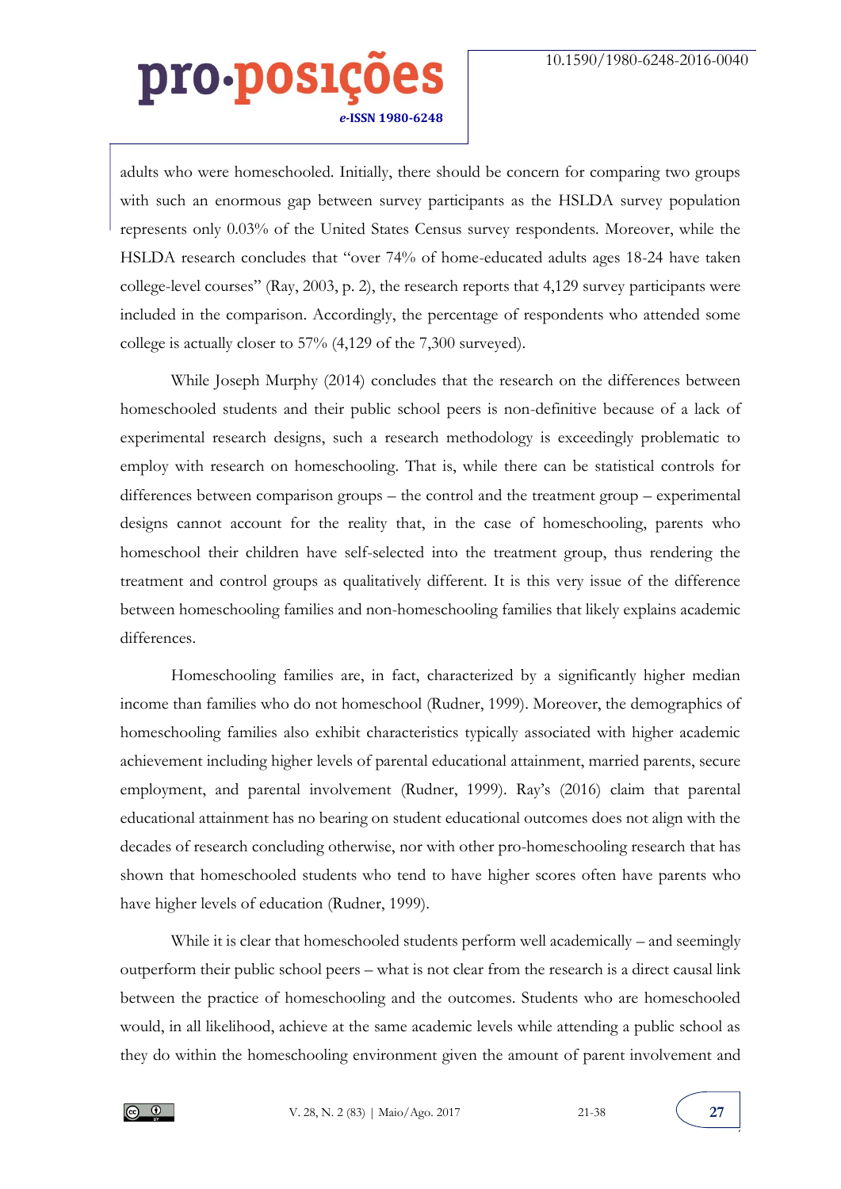adults who were homeschooled. Initially, there should be concern for comparing two groups with such an enormous gap between survey participants as the HSLDA survey population represents only 0.03% of the United States Census survey respondents. Moreover, while the HSLDA research concludes that "over 74% of home-educated adults ages 18-24 have taken college-level courses" (Ray, 2003, p. 2), the research reports that 4,129 survey participants were included in the comparison. Accordingly, the percentage of respondents who attended some college is actually closer to 57% (4,129 of the 7,300 surveyed).

While Joseph Murphy (2014) concludes that the research on the differences between homeschooled students and their public school peers is non-definitive because of a lack of experimental research designs, such a research methodology is exceedingly problematic to employ with research on homeschooling. That is, while there can be statistical controls for differences between comparison groups – the control and the treatment group – experimental designs cannot account for the reality that, in the case of homeschooling, parents who homeschool their children have self-selected into the treatment group, thus rendering the treatment and control groups as qualitatively different. It is this very issue of the difference between homeschooling families and non-homeschooling families that likely explains academic differences.

Homeschooling families are, in fact, characterized by a significantly higher median income than families who do not homeschool (Rudner, 1999). Moreover, the demographics of homeschooling families also exhibit characteristics typically associated with higher academic achievement including higher levels of parental educational attainment, married parents, secure employment, and parental involvement (Rudner, 1999). Ray's (2016) claim that parental educational attainment has no bearing on student educational outcomes does not align with the decades of research concluding otherwise, nor with other pro-homeschooling research that has shown that homeschooled students who tend to have higher scores often have parents who have higher levels of education (Rudner, 1999).

While it is clear that homeschooled students perform well academically – and seemingly outperform their public school peers – what is not clear from the research is a direct causal link between the practice of homeschooling and the outcomes. Students who are homeschooled would, in all likelihood, achieve at the same academic levels while attending a public school as they do within the homeschooling environment given the amount of parent involvement and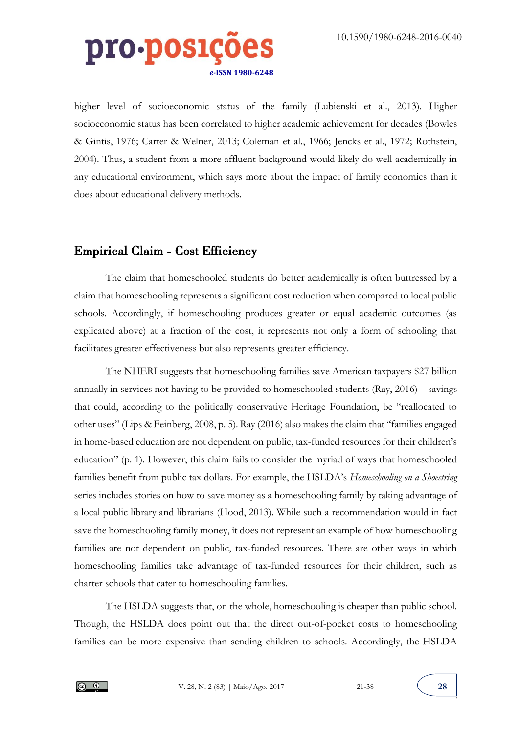higher level of socioeconomic status of the family (Lubienski et al., 2013). Higher socioeconomic status has been correlated to higher academic achievement for decades (Bowles & Gintis, 1976; Carter & Welner, 2013; Coleman et al., 1966; Jencks et al., 1972; Rothstein, 2004). Thus, a student from a more affluent background would likely do well academically in any educational environment, which says more about the impact of family economics than it does about educational delivery methods.

## Empirical Claim - Cost Efficiency

The claim that homeschooled students do better academically is often buttressed by a claim that homeschooling represents a significant cost reduction when compared to local public schools. Accordingly, if homeschooling produces greater or equal academic outcomes (as explicated above) at a fraction of the cost, it represents not only a form of schooling that facilitates greater effectiveness but also represents greater efficiency.

The NHERI suggests that homeschooling families save American taxpayers $27 billion annually in services not having to be provided to homeschooled students (Ray, 2016) – savings that could, according to the politically conservative Heritage Foundation, be "reallocated to other uses" (Lips & Feinberg, 2008, p. 5). Ray (2016) also makes the claim that "families engaged in home-based education are not dependent on public, tax-funded resources for their children's education" (p. 1). However, this claim fails to consider the myriad of ways that homeschooled families benefit from public tax dollars. For example, the HSLDA's *Homeschooling on a Shoestring* series includes stories on how to save money as a homeschooling family by taking advantage of a local public library and librarians (Hood, 2013). While such a recommendation would in fact save the homeschooling family money, it does not represent an example of how homeschooling families are not dependent on public, tax-funded resources. There are other ways in which homeschooling families take advantage of tax-funded resources for their children, such as charter schools that cater to homeschooling families.

The HSLDA suggests that, on the whole, homeschooling is cheaper than public school. Though, the HSLDA does point out that the direct out-of-pocket costs to homeschooling families can be more expensive than sending children to schools. Accordingly, the HSLDA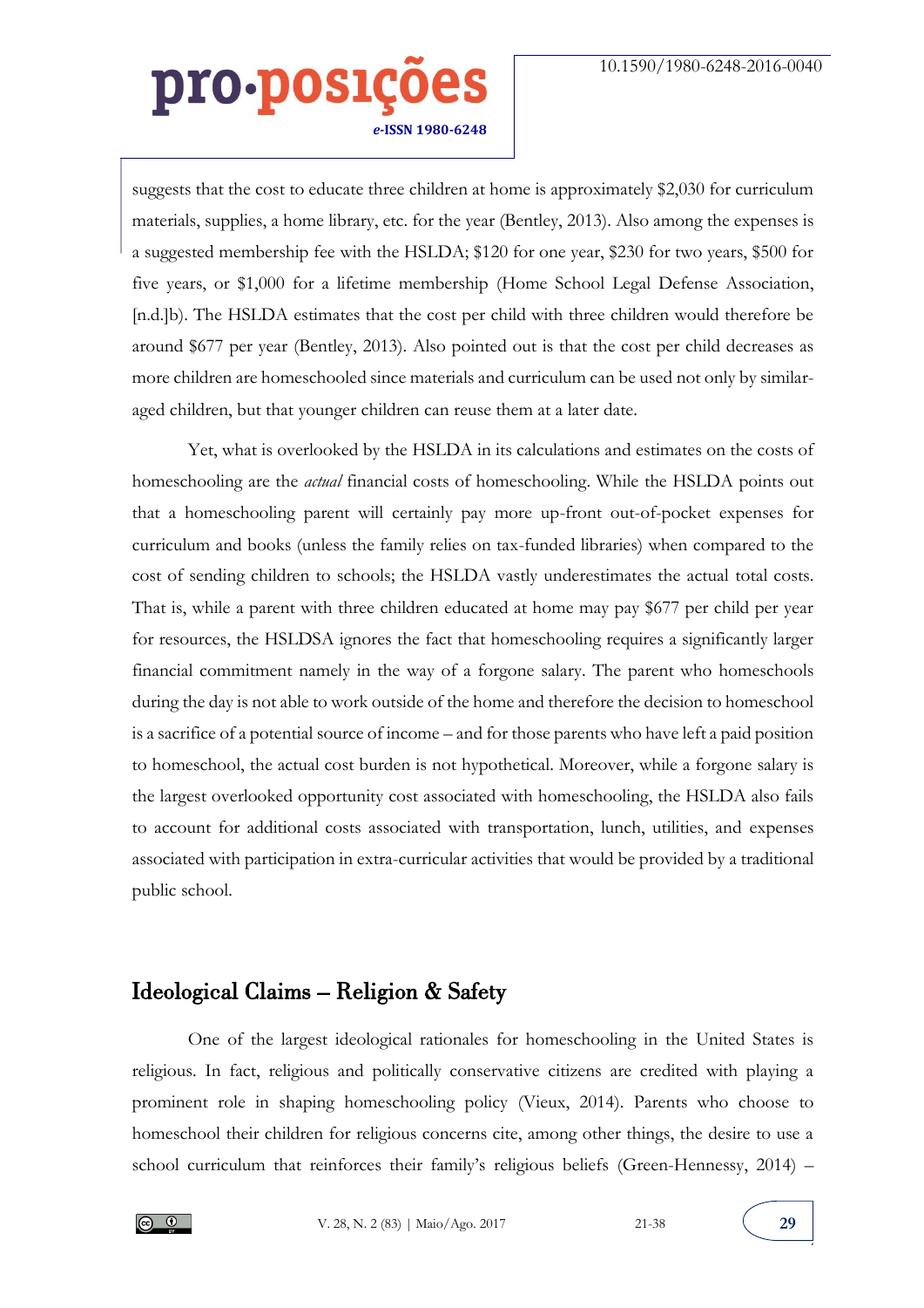suggests that the cost to educate three children at home is approximately $2,030 for curriculum materials, supplies, a home library, etc. for the year (Bentley, 2013). Also among the expenses is a suggested membership fee with the HSLDA; $120 for one year, $230 for two years, $500 for five years, or $1,000 for a lifetime membership (Home School Legal Defense Association, [n.d.]b). The HSLDA estimates that the cost per child with three children would therefore be around $677 per year (Bentley, 2013). Also pointed out is that the cost per child decreases as more children are homeschooled since materials and curriculum can be used not only by similar-aged children, but that younger children can reuse them at a later date.

Yet, what is overlooked by the HSLDA in its calculations and estimates on the costs of homeschooling are the *actual* financial costs of homeschooling. While the HSLDA points out that a homeschooling parent will certainly pay more up-front out-of-pocket expenses for curriculum and books (unless the family relies on tax-funded libraries) when compared to the cost of sending children to schools; the HSLDA vastly underestimates the actual total costs. That is, while a parent with three children educated at home may pay $677 per child per year for resources, the HSLDSA ignores the fact that homeschooling requires a significantly larger financial commitment namely in the way of a forgone salary. The parent who homeschools during the day is not able to work outside of the home and therefore the decision to homeschool is a sacrifice of a potential source of income – and for those parents who have left a paid position to homeschool, the actual cost burden is not hypothetical. Moreover, while a forgone salary is the largest overlooked opportunity cost associated with homeschooling, the HSLDA also fails to account for additional costs associated with transportation, lunch, utilities, and expenses associated with participation in extra-curricular activities that would be provided by a traditional public school.

## Ideological Claims – Religion & Safety

One of the largest ideological rationales for homeschooling in the United States is religious. In fact, religious and politically conservative citizens are credited with playing a prominent role in shaping homeschooling policy (Vieux, 2014). Parents who choose to homeschool their children for religious concerns cite, among other things, the desire to use a school curriculum that reinforces their family's religious beliefs (Green-Hennessy, 2014) –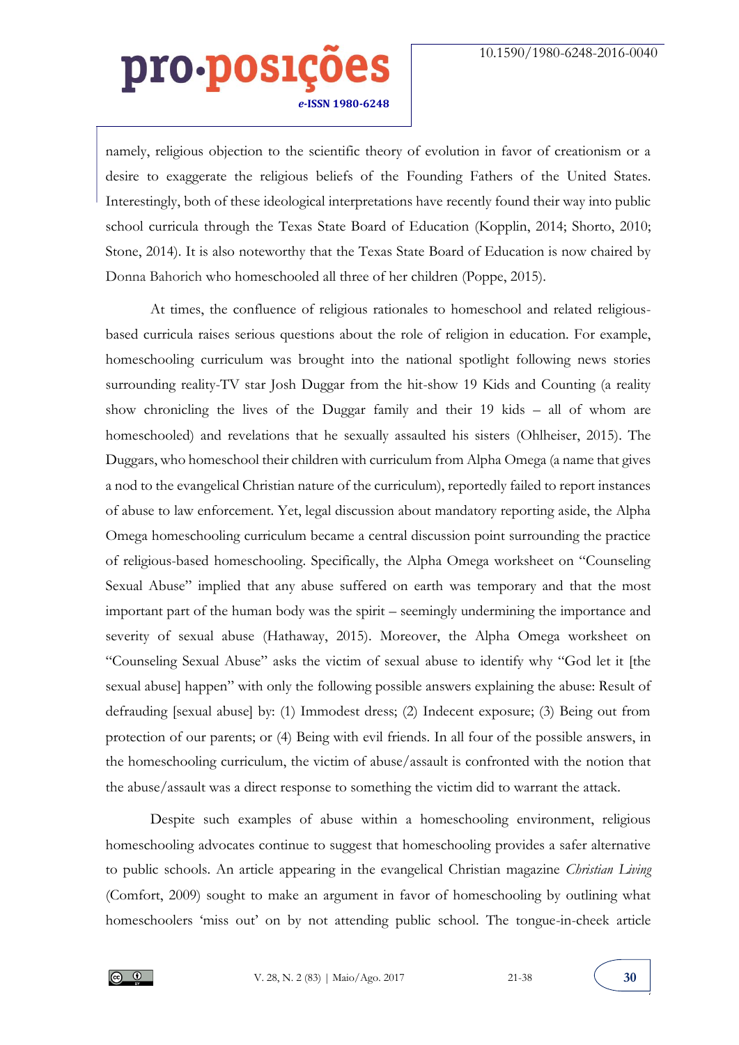namely, religious objection to the scientific theory of evolution in favor of creationism or a desire to exaggerate the religious beliefs of the Founding Fathers of the United States. Interestingly, both of these ideological interpretations have recently found their way into public school curricula through the Texas State Board of Education (Kopplin, 2014; Shorto, 2010; Stone, 2014). It is also noteworthy that the Texas State Board of Education is now chaired by Donna Bahorich who homeschooled all three of her children (Poppe, 2015).

At times, the confluence of religious rationales to homeschool and related religious-based curricula raises serious questions about the role of religion in education. For example, homeschooling curriculum was brought into the national spotlight following news stories surrounding reality-TV star Josh Duggar from the hit-show 19 Kids and Counting (a reality show chronicling the lives of the Duggar family and their 19 kids – all of whom are homeschooled) and revelations that he sexually assaulted his sisters (Ohlheiser, 2015). The Duggars, who homeschool their children with curriculum from Alpha Omega (a name that gives a nod to the evangelical Christian nature of the curriculum), reportedly failed to report instances of abuse to law enforcement. Yet, legal discussion about mandatory reporting aside, the Alpha Omega homeschooling curriculum became a central discussion point surrounding the practice of religious-based homeschooling. Specifically, the Alpha Omega worksheet on "Counseling Sexual Abuse" implied that any abuse suffered on earth was temporary and that the most important part of the human body was the spirit – seemingly undermining the importance and severity of sexual abuse (Hathaway, 2015). Moreover, the Alpha Omega worksheet on "Counseling Sexual Abuse" asks the victim of sexual abuse to identify why "God let it [the sexual abuse] happen" with only the following possible answers explaining the abuse: Result of defrauding [sexual abuse] by: (1) Immodest dress; (2) Indecent exposure; (3) Being out from protection of our parents; or (4) Being with evil friends. In all four of the possible answers, in the homeschooling curriculum, the victim of abuse/assault is confronted with the notion that the abuse/assault was a direct response to something the victim did to warrant the attack.

Despite such examples of abuse within a homeschooling environment, religious homeschooling advocates continue to suggest that homeschooling provides a safer alternative to public schools. An article appearing in the evangelical Christian magazine *Christian Living* (Comfort, 2009) sought to make an argument in favor of homeschooling by outlining what homeschoolers 'miss out' on by not attending public school. The tongue-in-cheek article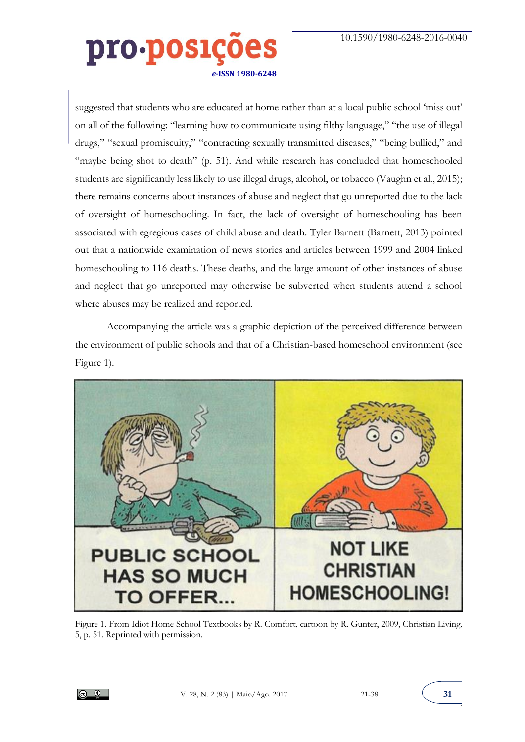suggested that students who are educated at home rather than at a local public school 'miss out' on all of the following: "learning how to communicate using filthy language," "the use of illegal drugs," "sexual promiscuity," "contracting sexually transmitted diseases," "being bullied," and "maybe being shot to death" (p. 51). And while research has concluded that homeschooled students are significantly less likely to use illegal drugs, alcohol, or tobacco (Vaughn et al., 2015); there remains concerns about instances of abuse and neglect that go unreported due to the lack of oversight of homeschooling. In fact, the lack of oversight of homeschooling has been associated with egregious cases of child abuse and death. Tyler Barnett (Barnett, 2013) pointed out that a nationwide examination of news stories and articles between 1999 and 2004 linked homeschooling to 116 deaths. These deaths, and the large amount of other instances of abuse and neglect that go unreported may otherwise be subverted when students attend a school where abuses may be realized and reported.

Accompanying the article was a graphic depiction of the perceived difference between the environment of public schools and that of a Christian-based homeschool environment (see Figure 1).

Figure 1. From Idiot Home School Textbooks by R. Comfort, cartoon by R. Gunter, 2009, Christian Living, 5, p. 51. Reprinted with permission.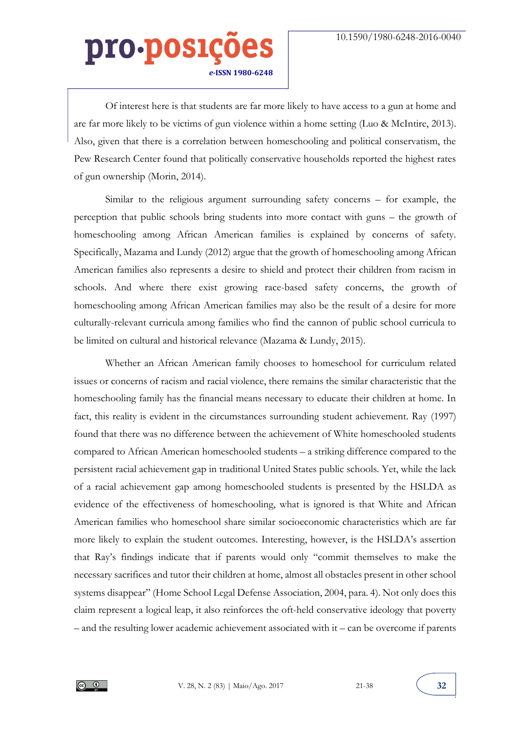Of interest here is that students are far more likely to have access to a gun at home and are far more likely to be victims of gun violence within a home setting (Luo & McIntire, 2013). Also, given that there is a correlation between homeschooling and political conservatism, the Pew Research Center found that politically conservative households reported the highest rates of gun ownership (Morin, 2014).

Similar to the religious argument surrounding safety concerns – for example, the perception that public schools bring students into more contact with guns – the growth of homeschooling among African American families is explained by concerns of safety. Specifically, Mazama and Lundy (2012) argue that the growth of homeschooling among African American families also represents a desire to shield and protect their children from racism in schools. And where there exist growing race-based safety concerns, the growth of homeschooling among African American families may also be the result of a desire for more culturally-relevant curricula among families who find the cannon of public school curricula to be limited on cultural and historical relevance (Mazama & Lundy, 2015).

Whether an African American family chooses to homeschool for curriculum related issues or concerns of racism and racial violence, there remains the similar characteristic that the homeschooling family has the financial means necessary to educate their children at home. In fact, this reality is evident in the circumstances surrounding student achievement. Ray (1997) found that there was no difference between the achievement of White homeschooled students compared to African American homeschooled students – a striking difference compared to the persistent racial achievement gap in traditional United States public schools. Yet, while the lack of a racial achievement gap among homeschooled students is presented by the HSLDA as evidence of the effectiveness of homeschooling, what is ignored is that White and African American families who homeschool share similar socioeconomic characteristics which are far more likely to explain the student outcomes. Interesting, however, is the HSLDA's assertion that Ray's findings indicate that if parents would only "commit themselves to make the necessary sacrifices and tutor their children at home, almost all obstacles present in other school systems disappear" (Home School Legal Defense Association, 2004, para. 4). Not only does this claim represent a logical leap, it also reinforces the oft-held conservative ideology that poverty – and the resulting lower academic achievement associated with it – can be overcome if parents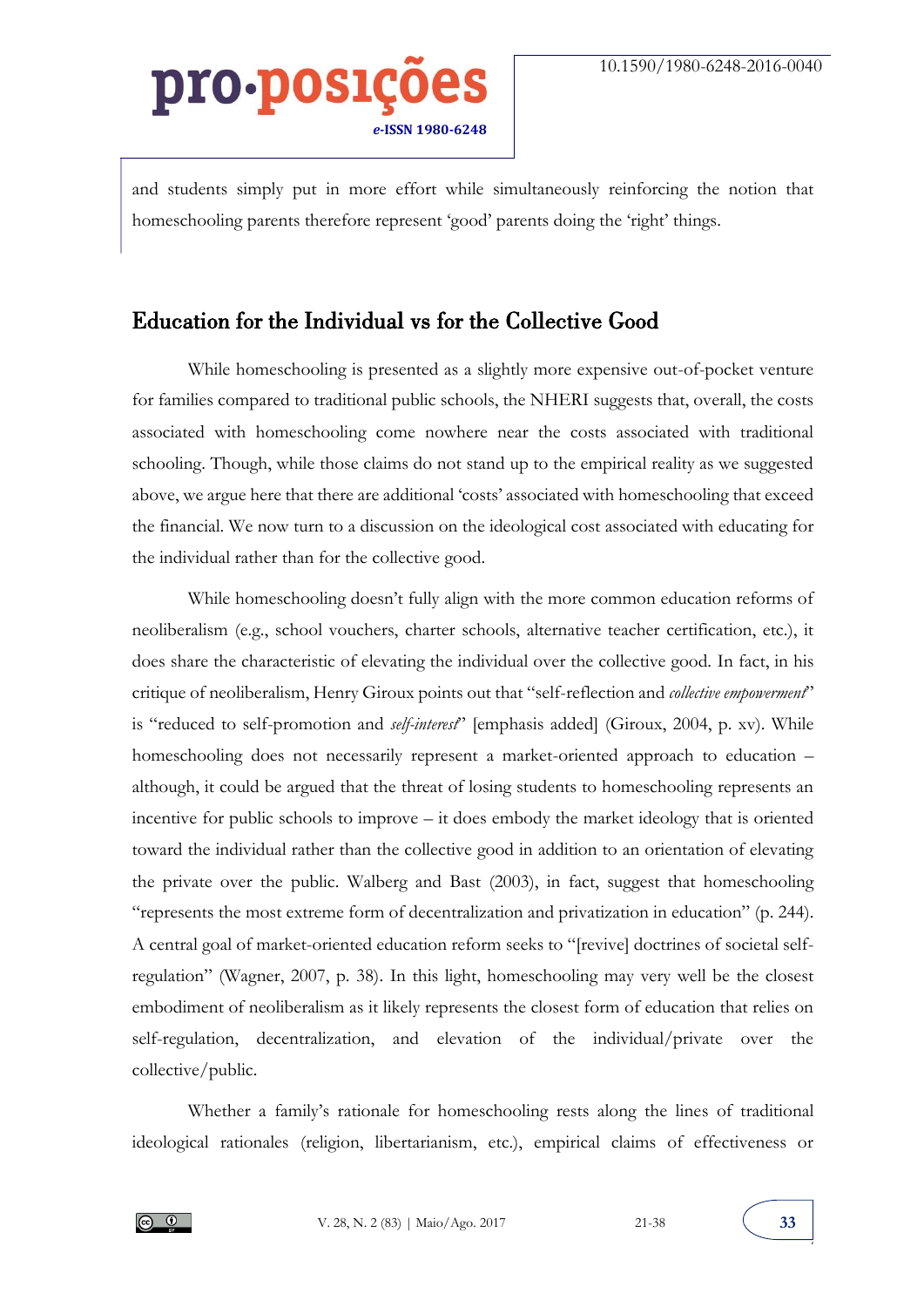and students simply put in more effort while simultaneously reinforcing the notion that homeschooling parents therefore represent 'good' parents doing the 'right' things.

## Education for the Individual vs for the Collective Good

While homeschooling is presented as a slightly more expensive out-of-pocket venture for families compared to traditional public schools, the NHERI suggests that, overall, the costs associated with homeschooling come nowhere near the costs associated with traditional schooling. Though, while those claims do not stand up to the empirical reality as we suggested above, we argue here that there are additional 'costs' associated with homeschooling that exceed the financial. We now turn to a discussion on the ideological cost associated with educating for the individual rather than for the collective good.

While homeschooling doesn't fully align with the more common education reforms of neoliberalism (e.g., school vouchers, charter schools, alternative teacher certification, etc.), it does share the characteristic of elevating the individual over the collective good. In fact, in his critique of neoliberalism, Henry Giroux points out that "self-reflection and *collective empowerment*" is "reduced to self-promotion and *self-interest*" [emphasis added] (Giroux, 2004, p. xv). While homeschooling does not necessarily represent a market-oriented approach to education – although, it could be argued that the threat of losing students to homeschooling represents an incentive for public schools to improve – it does embody the market ideology that is oriented toward the individual rather than the collective good in addition to an orientation of elevating the private over the public. Walberg and Bast (2003), in fact, suggest that homeschooling "represents the most extreme form of decentralization and privatization in education" (p. 244). A central goal of market-oriented education reform seeks to "[revive] doctrines of societal self-regulation" (Wagner, 2007, p. 38). In this light, homeschooling may very well be the closest embodiment of neoliberalism as it likely represents the closest form of education that relies on self-regulation, decentralization, and elevation of the individual/private over the collective/public.

Whether a family's rationale for homeschooling rests along the lines of traditional ideological rationales (religion, libertarianism, etc.), empirical claims of effectiveness or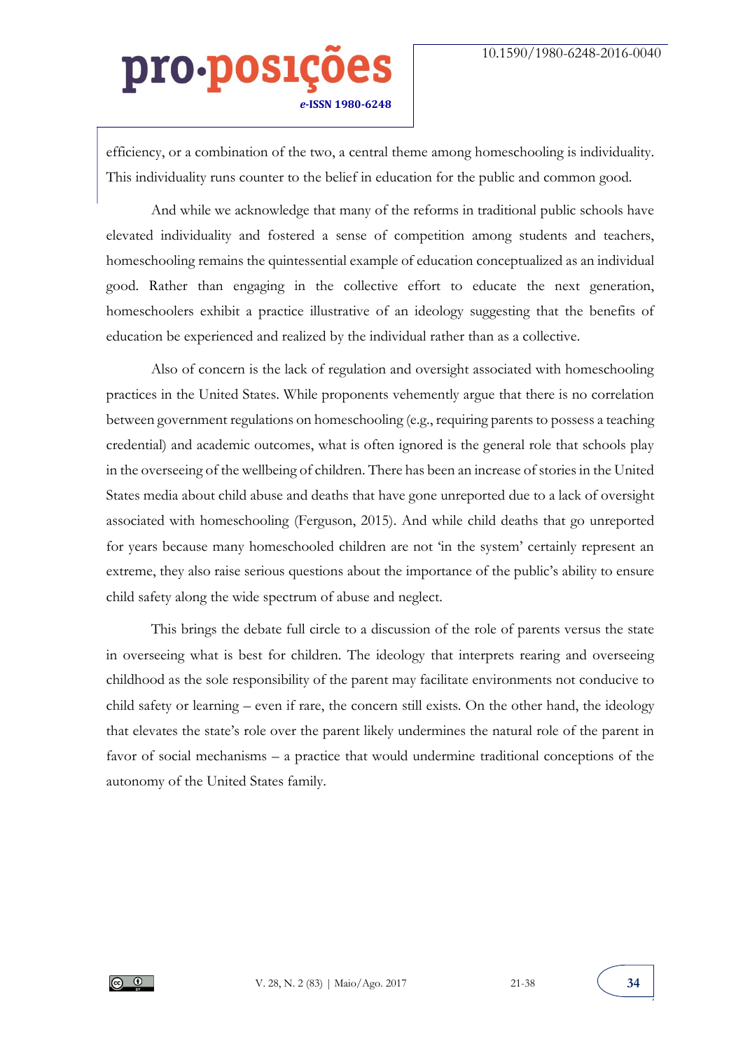efficiency, or a combination of the two, a central theme among homeschooling is individuality. This individuality runs counter to the belief in education for the public and common good.

And while we acknowledge that many of the reforms in traditional public schools have elevated individuality and fostered a sense of competition among students and teachers, homeschooling remains the quintessential example of education conceptualized as an individual good. Rather than engaging in the collective effort to educate the next generation, homeschoolers exhibit a practice illustrative of an ideology suggesting that the benefits of education be experienced and realized by the individual rather than as a collective.

Also of concern is the lack of regulation and oversight associated with homeschooling practices in the United States. While proponents vehemently argue that there is no correlation between government regulations on homeschooling (e.g., requiring parents to possess a teaching credential) and academic outcomes, what is often ignored is the general role that schools play in the overseeing of the wellbeing of children. There has been an increase of stories in the United States media about child abuse and deaths that have gone unreported due to a lack of oversight associated with homeschooling (Ferguson, 2015). And while child deaths that go unreported for years because many homeschooled children are not 'in the system' certainly represent an extreme, they also raise serious questions about the importance of the public's ability to ensure child safety along the wide spectrum of abuse and neglect.

This brings the debate full circle to a discussion of the role of parents versus the state in overseeing what is best for children. The ideology that interprets rearing and overseeing childhood as the sole responsibility of the parent may facilitate environments not conducive to child safety or learning – even if rare, the concern still exists. On the other hand, the ideology that elevates the state's role over the parent likely undermines the natural role of the parent in favor of social mechanisms – a practice that would undermine traditional conceptions of the autonomy of the United States family.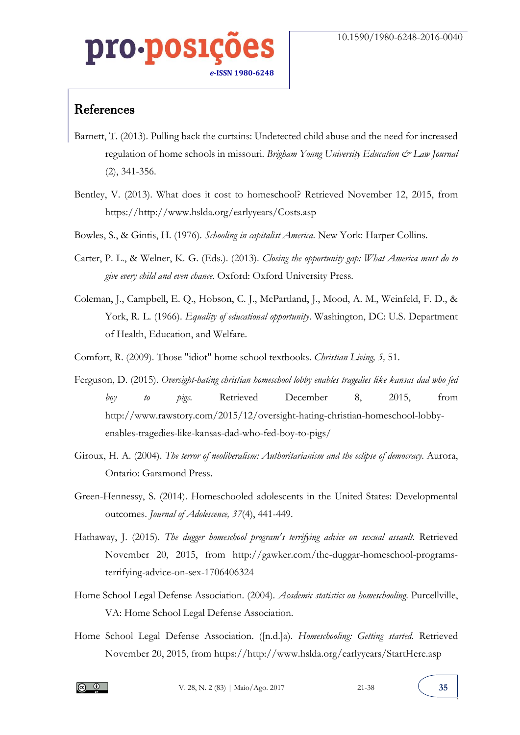## References

Barnett, T. (2013). Pulling back the curtains: Undetected child abuse and the need for increased regulation of home schools in missouri. *Brigham Young University Education & Law Journal* (2), 341-356.

Bentley, V. (2013). What does it cost to homeschool? Retrieved November 12, 2015, from https://http://www.hslda.org/earlyyears/Costs.asp

Bowles, S., & Gintis, H. (1976). *Schooling in capitalist America*. New York: Harper Collins.

Carter, P. L., & Welner, K. G. (Eds.). (2013). *Closing the opportunity gap: What America must do to give every child and even chance*. Oxford: Oxford University Press.

Coleman, J., Campbell, E. Q., Hobson, C. J., McPartland, J., Mood, A. M., Weinfeld, F. D., & York, R. L. (1966). *Equality of educational opportunity*. Washington, DC: U.S. Department of Health, Education, and Welfare.

Comfort, R. (2009). Those "idiot" home school textbooks. *Christian Living, 5,* 51.

Ferguson, D. (2015). *Oversight-hating christian homeschool lobby enables tragedies like kansas dad who fed boy to pigs*. Retrieved December 8, 2015, from http://www.rawstory.com/2015/12/oversight-hating-christian-homeschool-lobby-enables-tragedies-like-kansas-dad-who-fed-boy-to-pigs/

Giroux, H. A. (2004). *The terror of neoliberalism: Authoritarianism and the eclipse of democracy*. Aurora, Ontario: Garamond Press.

Green-Hennessy, S. (2014). Homeschooled adolescents in the United States: Developmental outcomes. *Journal of Adolescence, 37*(4), 441-449.

Hathaway, J. (2015). *The dugger homeschool program's terrifying advice on sexual assault*. Retrieved November 20, 2015, from http://gawker.com/the-duggar-homeschool-programs-terrifying-advice-on-sex-1706406324

Home School Legal Defense Association. (2004). *Academic statistics on homeschooling*. Purcellville, VA: Home School Legal Defense Association.

Home School Legal Defense Association. ([n.d.]a). *Homeschooling: Getting started*. Retrieved November 20, 2015, from https://http://www.hslda.org/earlyyears/StartHere.asp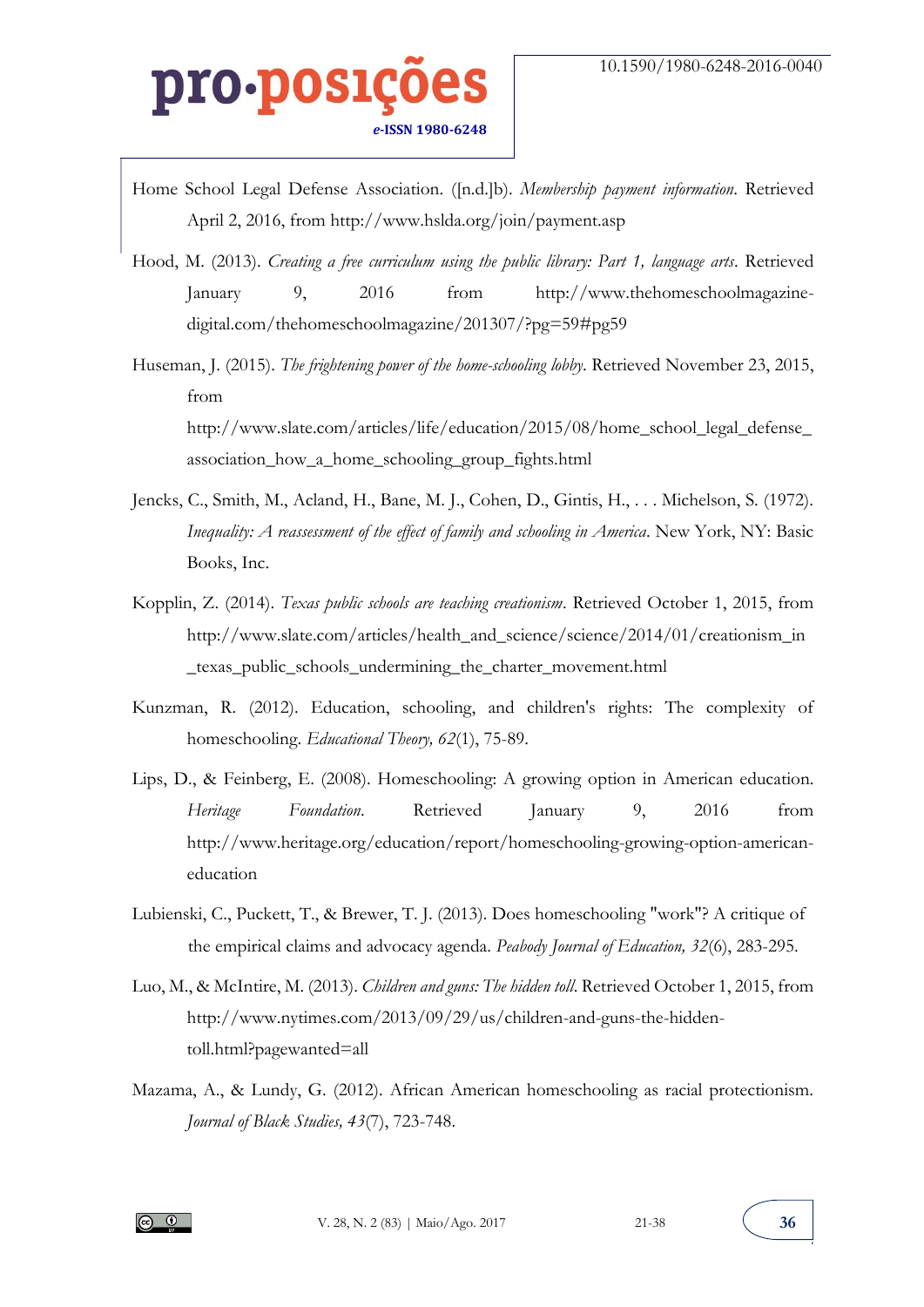Home School Legal Defense Association. ([n.d.]b). *Membership payment information*. Retrieved April 2, 2016, from http://www.hslda.org/join/payment.asp

Hood, M. (2013). *Creating a free curriculum using the public library: Part 1, language arts*. Retrieved January 9, 2016 from http://www.thehomeschoolmagazine-digital.com/thehomeschoolmagazine/201307/?pg=59#pg59

Huseman, J. (2015). *The frightening power of the home-schooling lobby*. Retrieved November 23, 2015, from http://www.slate.com/articles/life/education/2015/08/home_school_legal_defense_association_how_a_home_schooling_group_fights.html

Jencks, C., Smith, M., Acland, H., Bane, M. J., Cohen, D., Gintis, H., . . . Michelson, S. (1972). *Inequality: A reassessment of the effect of family and schooling in America*. New York, NY: Basic Books, Inc.

Kopplin, Z. (2014). *Texas public schools are teaching creationism*. Retrieved October 1, 2015, from http://www.slate.com/articles/health_and_science/science/2014/01/creationism_in_texas_public_schools_undermining_the_charter_movement.html

Kunzman, R. (2012). Education, schooling, and children's rights: The complexity of homeschooling. *Educational Theory, 62*(1), 75-89.

Lips, D., & Feinberg, E. (2008). Homeschooling: A growing option in American education. *Heritage Foundation*. Retrieved January 9, 2016 from http://www.heritage.org/education/report/homeschooling-growing-option-american-education

Lubienski, C., Puckett, T., & Brewer, T. J. (2013). Does homeschooling "work"? A critique of the empirical claims and advocacy agenda. *Peabody Journal of Education, 32*(6), 283-295.

Luo, M., & McIntire, M. (2013). *Children and guns: The hidden toll*. Retrieved October 1, 2015, from http://www.nytimes.com/2013/09/29/us/children-and-guns-the-hidden-toll.html?pagewanted=all

Mazama, A., & Lundy, G. (2012). African American homeschooling as racial protectionism. *Journal of Black Studies, 43*(7), 723-748.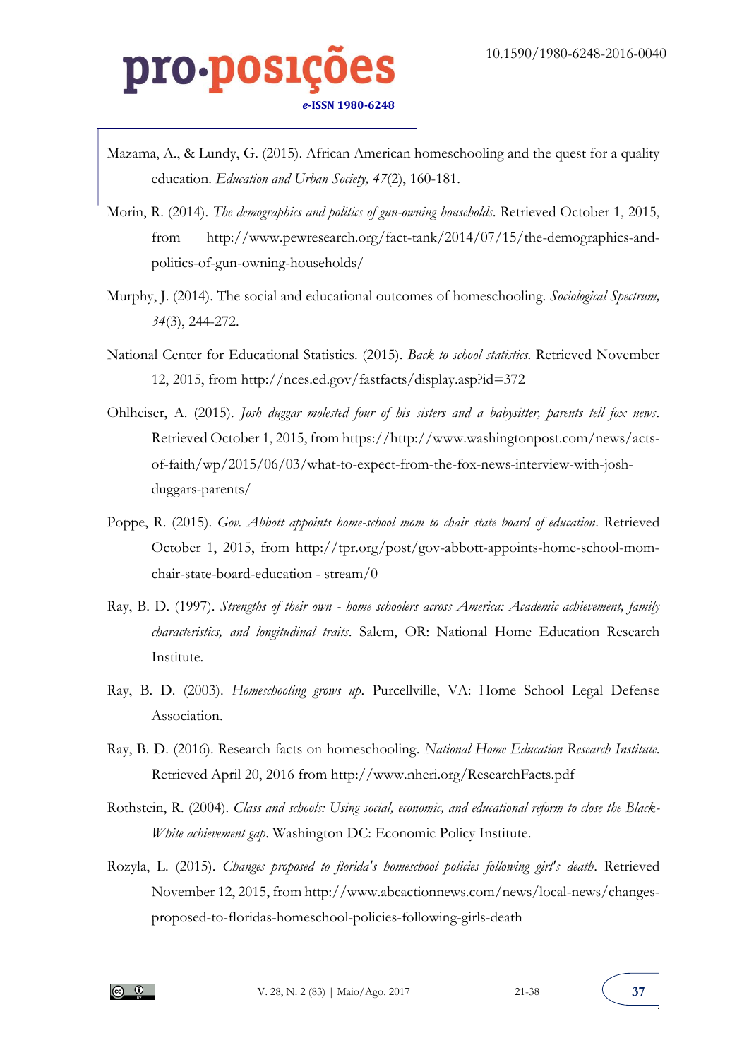Mazama, A., & Lundy, G. (2015). African American homeschooling and the quest for a quality education. *Education and Urban Society, 47*(2), 160-181.

Morin, R. (2014). *The demographics and politics of gun-owning households*. Retrieved October 1, 2015, from http://www.pewresearch.org/fact-tank/2014/07/15/the-demographics-and-politics-of-gun-owning-households/

Murphy, J. (2014). The social and educational outcomes of homeschooling. *Sociological Spectrum, 34*(3), 244-272.

National Center for Educational Statistics. (2015). *Back to school statistics*. Retrieved November 12, 2015, from http://nces.ed.gov/fastfacts/display.asp?id=372

Ohlheiser, A. (2015). *Josh duggar molested four of his sisters and a babysitter, parents tell fox news*. Retrieved October 1, 2015, from https://http://www.washingtonpost.com/news/acts-of-faith/wp/2015/06/03/what-to-expect-from-the-fox-news-interview-with-josh-duggars-parents/

Poppe, R. (2015). *Gov. Abbott appoints home-school mom to chair state board of education*. Retrieved October 1, 2015, from http://tpr.org/post/gov-abbott-appoints-home-school-mom-chair-state-board-education - stream/0

Ray, B. D. (1997). *Strengths of their own - home schoolers across America: Academic achievement, family characteristics, and longitudinal traits*. Salem, OR: National Home Education Research Institute.

Ray, B. D. (2003). *Homeschooling grows up*. Purcellville, VA: Home School Legal Defense Association.

Ray, B. D. (2016). Research facts on homeschooling. *National Home Education Research Institute*. Retrieved April 20, 2016 from http://www.nheri.org/ResearchFacts.pdf

Rothstein, R. (2004). *Class and schools: Using social, economic, and educational reform to close the Black-White achievement gap*. Washington DC: Economic Policy Institute.

Rozyla, L. (2015). *Changes proposed to florida's homeschool policies following girl's death*. Retrieved November 12, 2015, from http://www.abcactionnews.com/news/local-news/changes-proposed-to-floridas-homeschool-policies-following-girls-death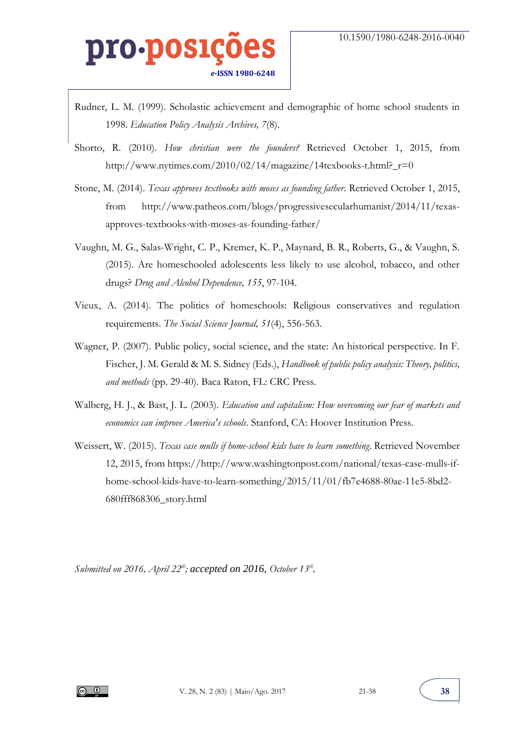Rudner, L. M. (1999). Scholastic achievement and demographic of home school students in 1998. *Education Policy Analysis Archives, 7*(8).

Shorto, R. (2010). *How christian were the founders?* Retrieved October 1, 2015, from http://www.nytimes.com/2010/02/14/magazine/14texbooks-t.html?_r=0

Stone, M. (2014). *Texas approves textbooks with moses as founding father*. Retrieved October 1, 2015, from http://www.patheos.com/blogs/progressivesecularhumanist/2014/11/texas-approves-textbooks-with-moses-as-founding-father/

Vaughn, M. G., Salas-Wright, C. P., Kremer, K. P., Maynard, B. R., Roberts, G., & Vaughn, S. (2015). Are homeschooled adolescents less likely to use alcohol, tobacco, and other drugs? *Drug and Alcohol Dependence, 155*, 97-104.

Vieux, A. (2014). The politics of homeschools: Religious conservatives and regulation requirements. *The Social Science Journal, 51*(4), 556-563.

Wagner, P. (2007). Public policy, social science, and the state: An historical perspective. In F. Fischer, J. M. Gerald & M. S. Sidney (Eds.), *Handbook of public policy analysis: Theory, politics, and methods* (pp. 29-40). Baca Raton, FL: CRC Press.

Walberg, H. J., & Bast, J. L. (2003). *Education and capitalism: How overcoming our fear of markets and economics can improve America's schools*. Stanford, CA: Hoover Institution Press.

Weissert, W. (2015). *Texas case mulls if home-school kids have to learn something*. Retrieved November 12, 2015, from https://http://www.washingtonpost.com/national/texas-case-mulls-if-home-school-kids-have-to-learn-something/2015/11/01/fb7e4688-80ae-11e5-8bd2-680fff868306_story.html

*Submitted on 2016, April 22th; accepted on 2016, October 13th.*